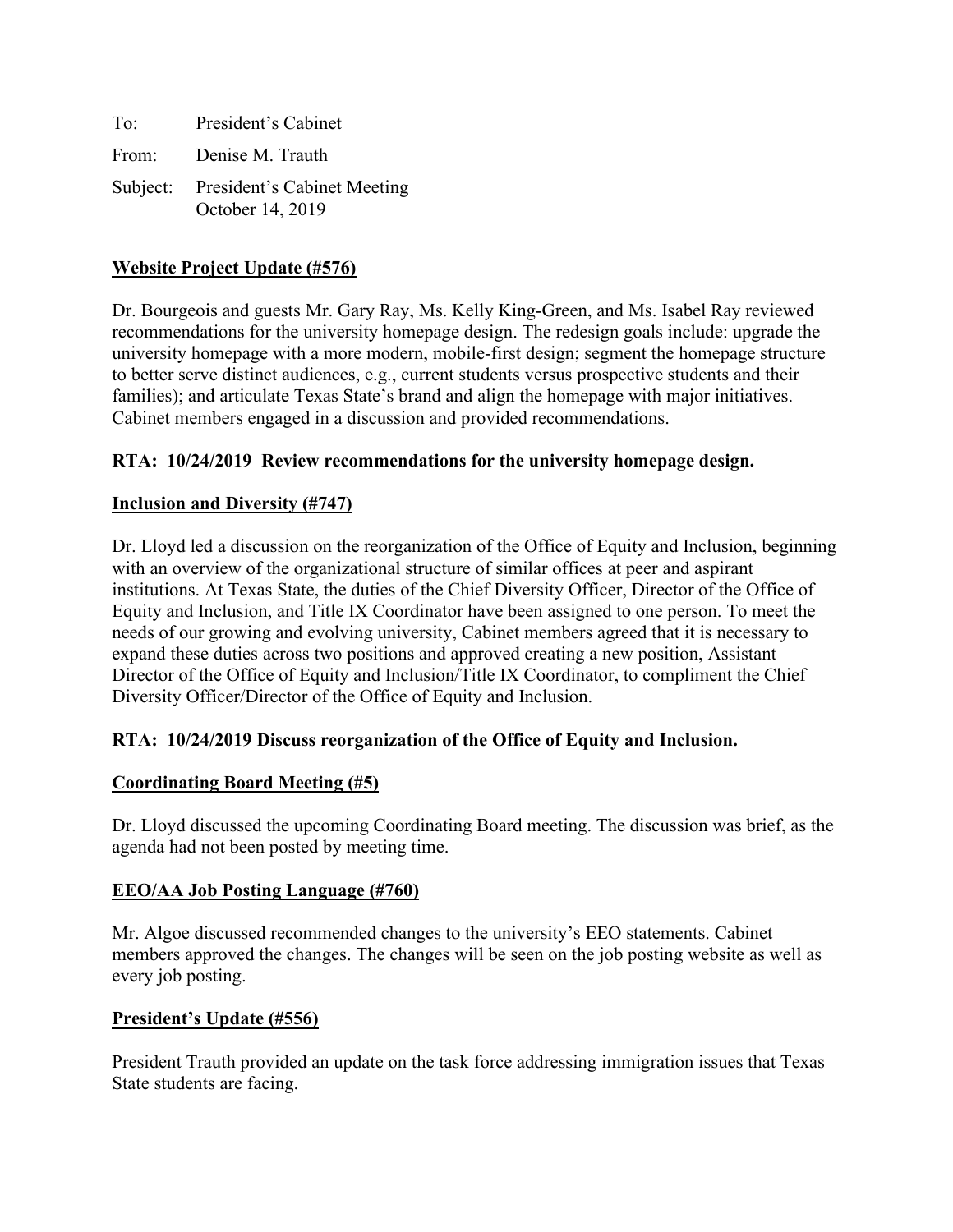To: President's Cabinet

From: Denise M. Trauth

Subject: President's Cabinet Meeting
October 14, 2019

**Website Project Update (#576)**

Dr. Bourgeois and guests Mr. Gary Ray, Ms. Kelly King-Green, and Ms. Isabel Ray reviewed recommendations for the university homepage design. The redesign goals include: upgrade the university homepage with a more modern, mobile-first design; segment the homepage structure to better serve distinct audiences, e.g., current students versus prospective students and their families); and articulate Texas State's brand and align the homepage with major initiatives. Cabinet members engaged in a discussion and provided recommendations.

**RTA: 10/24/2019 Review recommendations for the university homepage design.**

**Inclusion and Diversity (#747)**

Dr. Lloyd led a discussion on the reorganization of the Office of Equity and Inclusion, beginning with an overview of the organizational structure of similar offices at peer and aspirant institutions. At Texas State, the duties of the Chief Diversity Officer, Director of the Office of Equity and Inclusion, and Title IX Coordinator have been assigned to one person. To meet the needs of our growing and evolving university, Cabinet members agreed that it is necessary to expand these duties across two positions and approved creating a new position, Assistant Director of the Office of Equity and Inclusion/Title IX Coordinator, to compliment the Chief Diversity Officer/Director of the Office of Equity and Inclusion.

**RTA: 10/24/2019 Discuss reorganization of the Office of Equity and Inclusion.**

**Coordinating Board Meeting (#5)**

Dr. Lloyd discussed the upcoming Coordinating Board meeting. The discussion was brief, as the agenda had not been posted by meeting time.

**EEO/AA Job Posting Language (#760)**

Mr. Algoe discussed recommended changes to the university's EEO statements. Cabinet members approved the changes. The changes will be seen on the job posting website as well as every job posting.

**President's Update (#556)**

President Trauth provided an update on the task force addressing immigration issues that Texas State students are facing.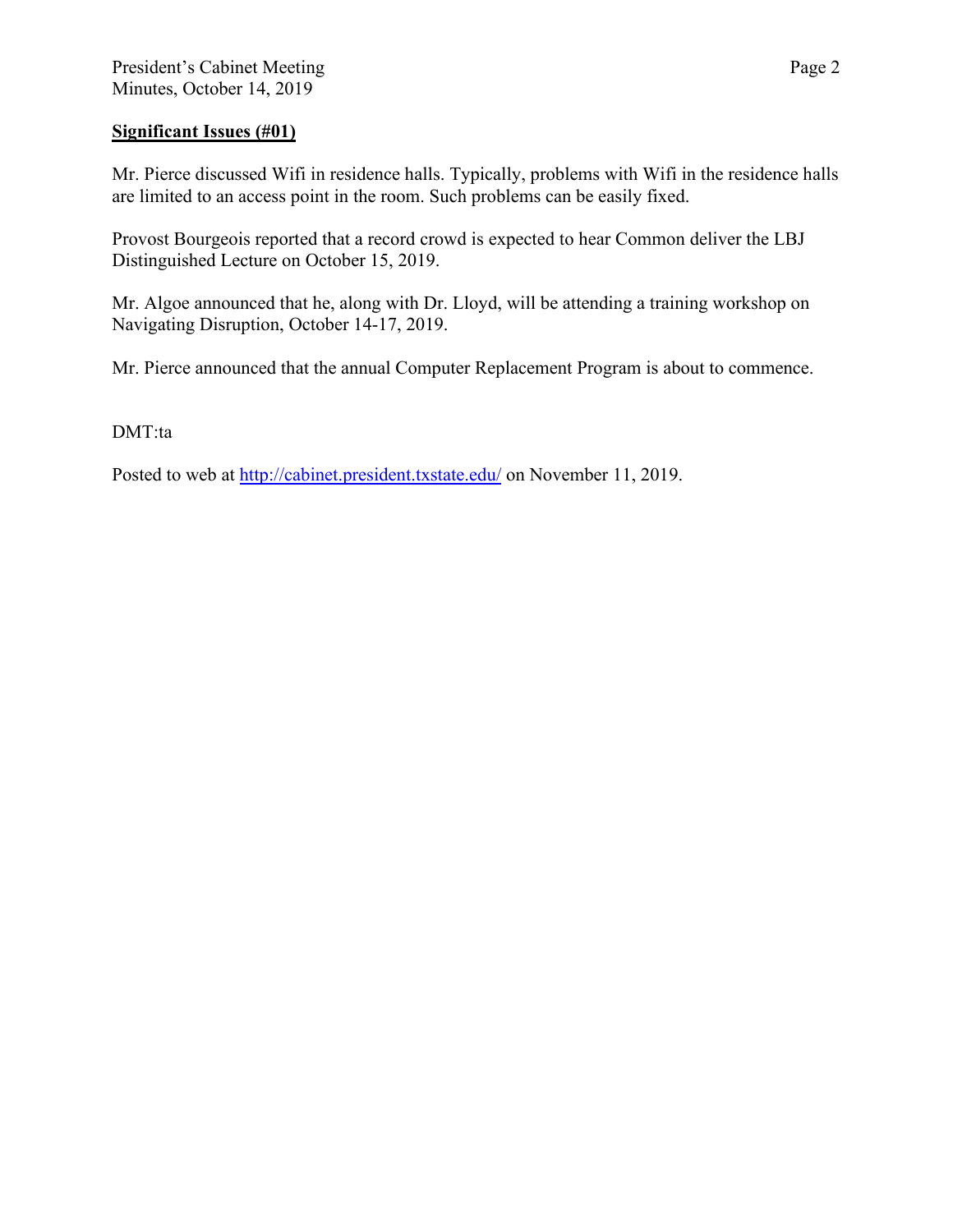**Significant Issues (#01)**

Mr. Pierce discussed Wifi in residence halls. Typically, problems with Wifi in the residence halls are limited to an access point in the room. Such problems can be easily fixed.

Provost Bourgeois reported that a record crowd is expected to hear Common deliver the LBJ Distinguished Lecture on October 15, 2019.

Mr. Algoe announced that he, along with Dr. Lloyd, will be attending a training workshop on Navigating Disruption, October 14-17, 2019.

Mr. Pierce announced that the annual Computer Replacement Program is about to commence.

DMT:ta

Posted to web at [http://cabinet.president.txstate.edu/](http://cabinet.president.txstate.edu/) on November 11, 2019.